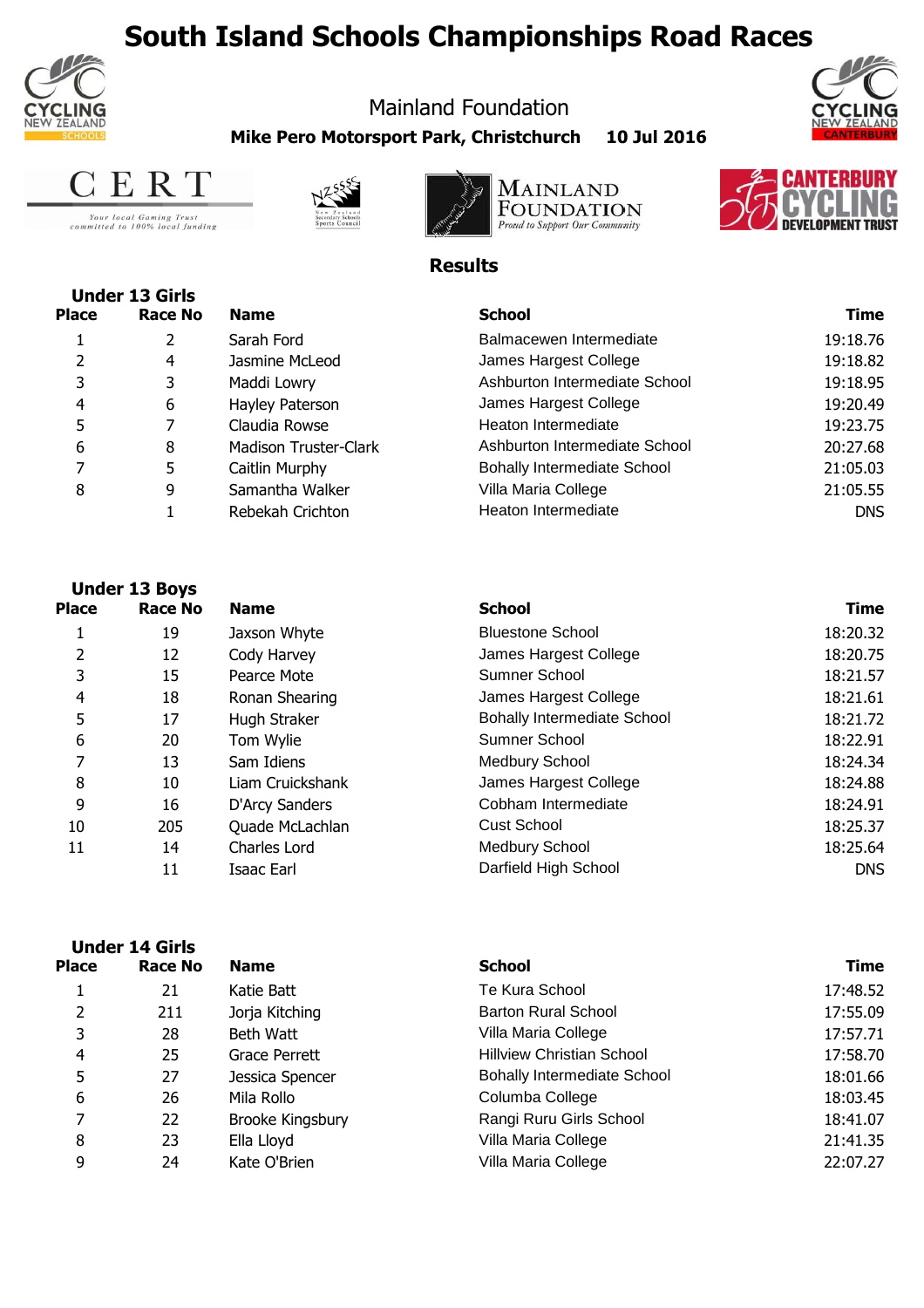# South Island Schools Championships Road Races

Mainland Foundation

**Mike Pero Motorsport Park, Christchurch 10 Jul 2016**

## Results

### Under 13 Girls

| Place | Race No | Name | School | Time |
|---|---|---|---|---|
| 1 | 2 | Sarah Ford | Balmacewen Intermediate | 19:18.76 |
| 2 | 4 | Jasmine McLeod | James Hargest College | 19:18.82 |
| 3 | 3 | Maddi Lowry | Ashburton Intermediate School | 19:18.95 |
| 4 | 6 | Hayley Paterson | James Hargest College | 19:20.49 |
| 5 | 7 | Claudia Rowse | Heaton Intermediate | 19:23.75 |
| 6 | 8 | Madison Truster-Clark | Ashburton Intermediate School | 20:27.68 |
| 7 | 5 | Caitlin Murphy | Bohally Intermediate School | 21:05.03 |
| 8 | 9 | Samantha Walker | Villa Maria College | 21:05.55 |
| | 1 | Rebekah Crichton | Heaton Intermediate | DNS |

### Under 13 Boys

| Place | Race No | Name | School | Time |
|---|---|---|---|---|
| 1 | 19 | Jaxson Whyte | Bluestone School | 18:20.32 |
| 2 | 12 | Cody Harvey | James Hargest College | 18:20.75 |
| 3 | 15 | Pearce Mote | Sumner School | 18:21.57 |
| 4 | 18 | Ronan Shearing | James Hargest College | 18:21.61 |
| 5 | 17 | Hugh Straker | Bohally Intermediate School | 18:21.72 |
| 6 | 20 | Tom Wylie | Sumner School | 18:22.91 |
| 7 | 13 | Sam Idiens | Medbury School | 18:24.34 |
| 8 | 10 | Liam Cruickshank | James Hargest College | 18:24.88 |
| 9 | 16 | D'Arcy Sanders | Cobham Intermediate | 18:24.91 |
| 10 | 205 | Quade McLachlan | Cust School | 18:25.37 |
| 11 | 14 | Charles Lord | Medbury School | 18:25.64 |
| | 11 | Isaac Earl | Darfield High School | DNS |

### Under 14 Girls

| Place | Race No | Name | School | Time |
|---|---|---|---|---|
| 1 | 21 | Katie Batt | Te Kura School | 17:48.52 |
| 2 | 211 | Jorja Kitching | Barton Rural School | 17:55.09 |
| 3 | 28 | Beth Watt | Villa Maria College | 17:57.71 |
| 4 | 25 | Grace Perrett | Hillview Christian School | 17:58.70 |
| 5 | 27 | Jessica Spencer | Bohally Intermediate School | 18:01.66 |
| 6 | 26 | Mila Rollo | Columba College | 18:03.45 |
| 7 | 22 | Brooke Kingsbury | Rangi Ruru Girls School | 18:41.07 |
| 8 | 23 | Ella Lloyd | Villa Maria College | 21:41.35 |
| 9 | 24 | Kate O'Brien | Villa Maria College | 22:07.27 |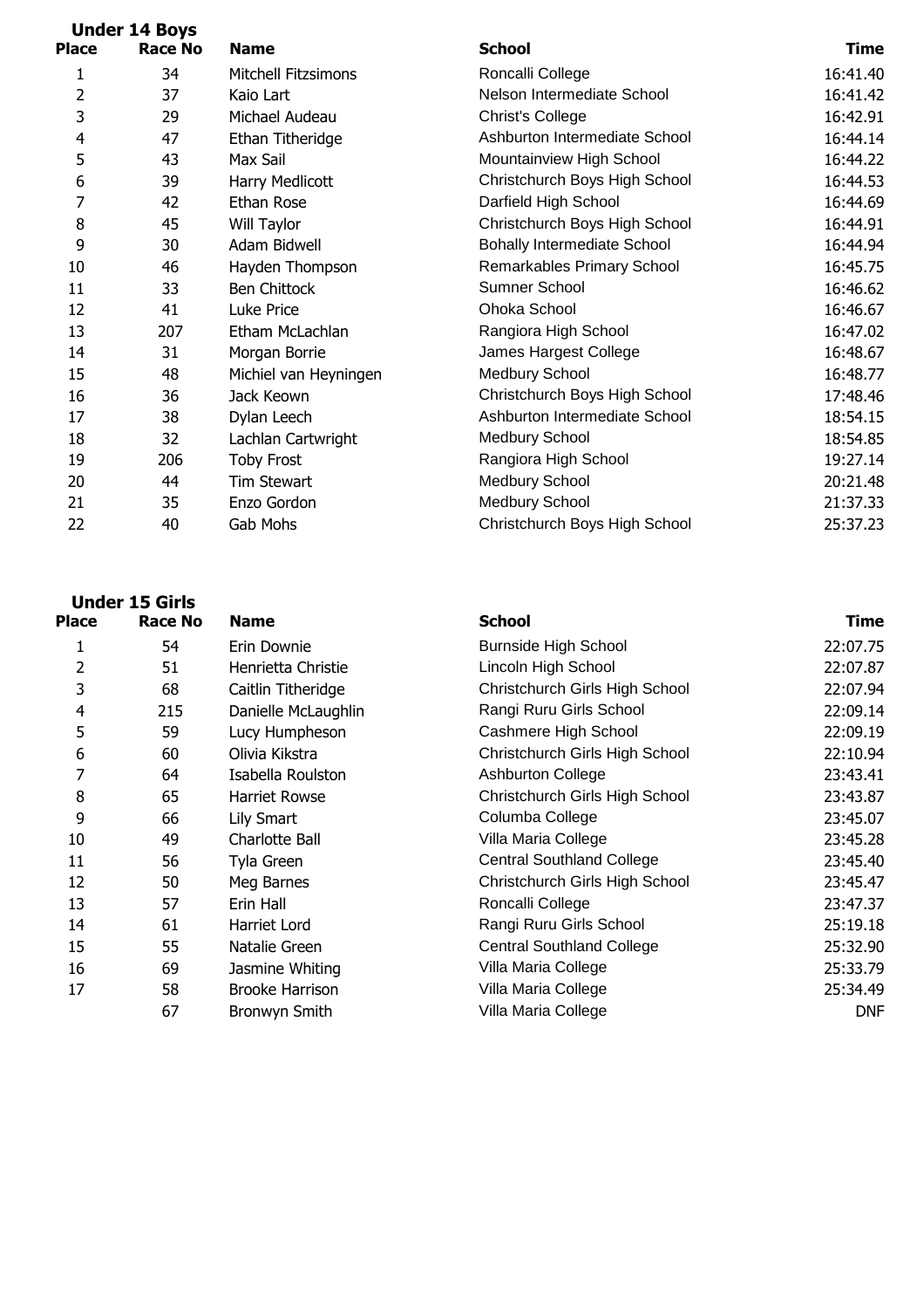## Under 14 Boys

| Place | Race No | Name | School | Time |
|---|---|---|---|---|
| 1 | 34 | Mitchell Fitzsimons | Roncalli College | 16:41.40 |
| 2 | 37 | Kaio Lart | Nelson Intermediate School | 16:41.42 |
| 3 | 29 | Michael Audeau | Christ's College | 16:42.91 |
| 4 | 47 | Ethan Titheridge | Ashburton Intermediate School | 16:44.14 |
| 5 | 43 | Max Sail | Mountainview High School | 16:44.22 |
| 6 | 39 | Harry Medlicott | Christchurch Boys High School | 16:44.53 |
| 7 | 42 | Ethan Rose | Darfield High School | 16:44.69 |
| 8 | 45 | Will Taylor | Christchurch Boys High School | 16:44.91 |
| 9 | 30 | Adam Bidwell | Bohally Intermediate School | 16:44.94 |
| 10 | 46 | Hayden Thompson | Remarkables Primary School | 16:45.75 |
| 11 | 33 | Ben Chittock | Sumner School | 16:46.62 |
| 12 | 41 | Luke Price | Ohoka School | 16:46.67 |
| 13 | 207 | Etham McLachlan | Rangiora High School | 16:47.02 |
| 14 | 31 | Morgan Borrie | James Hargest College | 16:48.67 |
| 15 | 48 | Michiel van Heyningen | Medbury School | 16:48.77 |
| 16 | 36 | Jack Keown | Christchurch Boys High School | 17:48.46 |
| 17 | 38 | Dylan Leech | Ashburton Intermediate School | 18:54.15 |
| 18 | 32 | Lachlan Cartwright | Medbury School | 18:54.85 |
| 19 | 206 | Toby Frost | Rangiora High School | 19:27.14 |
| 20 | 44 | Tim Stewart | Medbury School | 20:21.48 |
| 21 | 35 | Enzo Gordon | Medbury School | 21:37.33 |
| 22 | 40 | Gab Mohs | Christchurch Boys High School | 25:37.23 |

## Under 15 Girls

| Place | Race No | Name | School | Time |
|---|---|---|---|---|
| 1 | 54 | Erin Downie | Burnside High School | 22:07.75 |
| 2 | 51 | Henrietta Christie | Lincoln High School | 22:07.87 |
| 3 | 68 | Caitlin Titheridge | Christchurch Girls High School | 22:07.94 |
| 4 | 215 | Danielle McLaughlin | Rangi Ruru Girls School | 22:09.14 |
| 5 | 59 | Lucy Humpheson | Cashmere High School | 22:09.19 |
| 6 | 60 | Olivia Kikstra | Christchurch Girls High School | 22:10.94 |
| 7 | 64 | Isabella Roulston | Ashburton College | 23:43.41 |
| 8 | 65 | Harriet Rowse | Christchurch Girls High School | 23:43.87 |
| 9 | 66 | Lily Smart | Columba College | 23:45.07 |
| 10 | 49 | Charlotte Ball | Villa Maria College | 23:45.28 |
| 11 | 56 | Tyla Green | Central Southland College | 23:45.40 |
| 12 | 50 | Meg Barnes | Christchurch Girls High School | 23:45.47 |
| 13 | 57 | Erin Hall | Roncalli College | 23:47.37 |
| 14 | 61 | Harriet Lord | Rangi Ruru Girls School | 25:19.18 |
| 15 | 55 | Natalie Green | Central Southland College | 25:32.90 |
| 16 | 69 | Jasmine Whiting | Villa Maria College | 25:33.79 |
| 17 | 58 | Brooke Harrison | Villa Maria College | 25:34.49 |
| | 67 | Bronwyn Smith | Villa Maria College | DNF |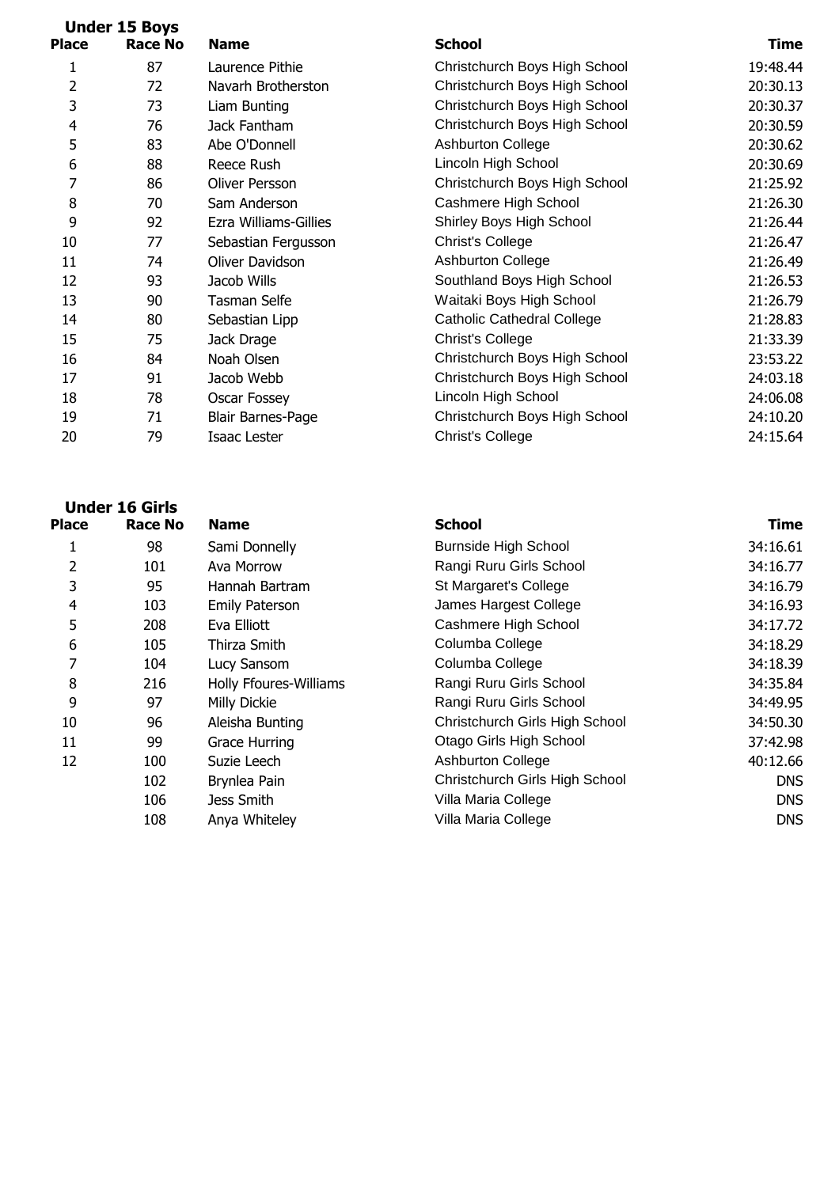## Under 15 Boys

| Place | Race No | Name | School | Time |
|---|---|---|---|---|
| 1 | 87 | Laurence Pithie | Christchurch Boys High School | 19:48.44 |
| 2 | 72 | Navarh Brotherston | Christchurch Boys High School | 20:30.13 |
| 3 | 73 | Liam Bunting | Christchurch Boys High School | 20:30.37 |
| 4 | 76 | Jack Fantham | Christchurch Boys High School | 20:30.59 |
| 5 | 83 | Abe O'Donnell | Ashburton College | 20:30.62 |
| 6 | 88 | Reece Rush | Lincoln High School | 20:30.69 |
| 7 | 86 | Oliver Persson | Christchurch Boys High School | 21:25.92 |
| 8 | 70 | Sam Anderson | Cashmere High School | 21:26.30 |
| 9 | 92 | Ezra Williams-Gillies | Shirley Boys High School | 21:26.44 |
| 10 | 77 | Sebastian Fergusson | Christ's College | 21:26.47 |
| 11 | 74 | Oliver Davidson | Ashburton College | 21:26.49 |
| 12 | 93 | Jacob Wills | Southland Boys High School | 21:26.53 |
| 13 | 90 | Tasman Selfe | Waitaki Boys High School | 21:26.79 |
| 14 | 80 | Sebastian Lipp | Catholic Cathedral College | 21:28.83 |
| 15 | 75 | Jack Drage | Christ's College | 21:33.39 |
| 16 | 84 | Noah Olsen | Christchurch Boys High School | 23:53.22 |
| 17 | 91 | Jacob Webb | Christchurch Boys High School | 24:03.18 |
| 18 | 78 | Oscar Fossey | Lincoln High School | 24:06.08 |
| 19 | 71 | Blair Barnes-Page | Christchurch Boys High School | 24:10.20 |
| 20 | 79 | Isaac Lester | Christ's College | 24:15.64 |

## Under 16 Girls

| Place | Race No | Name | School | Time |
|---|---|---|---|---|
| 1 | 98 | Sami Donnelly | Burnside High School | 34:16.61 |
| 2 | 101 | Ava Morrow | Rangi Ruru Girls School | 34:16.77 |
| 3 | 95 | Hannah Bartram | St Margaret's College | 34:16.79 |
| 4 | 103 | Emily Paterson | James Hargest College | 34:16.93 |
| 5 | 208 | Eva Elliott | Cashmere High School | 34:17.72 |
| 6 | 105 | Thirza Smith | Columba College | 34:18.29 |
| 7 | 104 | Lucy Sansom | Columba College | 34:18.39 |
| 8 | 216 | Holly Ffoures-Williams | Rangi Ruru Girls School | 34:35.84 |
| 9 | 97 | Milly Dickie | Rangi Ruru Girls School | 34:49.95 |
| 10 | 96 | Aleisha Bunting | Christchurch Girls High School | 34:50.30 |
| 11 | 99 | Grace Hurring | Otago Girls High School | 37:42.98 |
| 12 | 100 | Suzie Leech | Ashburton College | 40:12.66 |
| | 102 | Brynlea Pain | Christchurch Girls High School | DNS |
| | 106 | Jess Smith | Villa Maria College | DNS |
| | 108 | Anya Whiteley | Villa Maria College | DNS |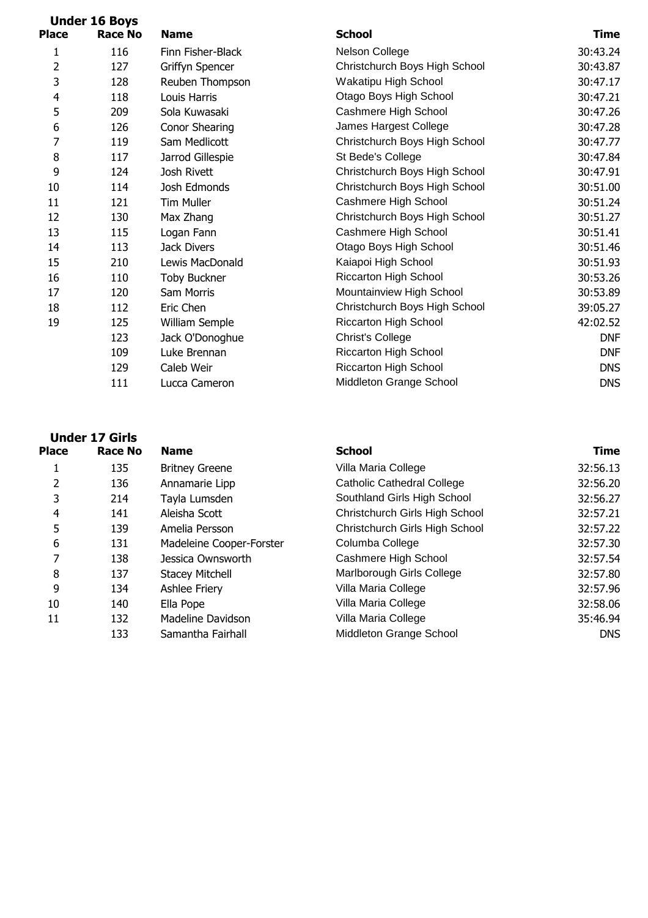### Under 16 Boys

| Place | Race No | Name | School | Time |
|---|---|---|---|---|
| 1 | 116 | Finn Fisher-Black | Nelson College | 30:43.24 |
| 2 | 127 | Griffyn Spencer | Christchurch Boys High School | 30:43.87 |
| 3 | 128 | Reuben Thompson | Wakatipu High School | 30:47.17 |
| 4 | 118 | Louis Harris | Otago Boys High School | 30:47.21 |
| 5 | 209 | Sola Kuwasaki | Cashmere High School | 30:47.26 |
| 6 | 126 | Conor Shearing | James Hargest College | 30:47.28 |
| 7 | 119 | Sam Medlicott | Christchurch Boys High School | 30:47.77 |
| 8 | 117 | Jarrod Gillespie | St Bede's College | 30:47.84 |
| 9 | 124 | Josh Rivett | Christchurch Boys High School | 30:47.91 |
| 10 | 114 | Josh Edmonds | Christchurch Boys High School | 30:51.00 |
| 11 | 121 | Tim Muller | Cashmere High School | 30:51.24 |
| 12 | 130 | Max Zhang | Christchurch Boys High School | 30:51.27 |
| 13 | 115 | Logan Fann | Cashmere High School | 30:51.41 |
| 14 | 113 | Jack Divers | Otago Boys High School | 30:51.46 |
| 15 | 210 | Lewis MacDonald | Kaiapoi High School | 30:51.93 |
| 16 | 110 | Toby Buckner | Riccarton High School | 30:53.26 |
| 17 | 120 | Sam Morris | Mountainview High School | 30:53.89 |
| 18 | 112 | Eric Chen | Christchurch Boys High School | 39:05.27 |
| 19 | 125 | William Semple | Riccarton High School | 42:02.52 |
| | 123 | Jack O'Donoghue | Christ's College | DNF |
| | 109 | Luke Brennan | Riccarton High School | DNF |
| | 129 | Caleb Weir | Riccarton High School | DNS |
| | 111 | Lucca Cameron | Middleton Grange School | DNS |

### Under 17 Girls

| Place | Race No | Name | School | Time |
|---|---|---|---|---|
| 1 | 135 | Britney Greene | Villa Maria College | 32:56.13 |
| 2 | 136 | Annamarie Lipp | Catholic Cathedral College | 32:56.20 |
| 3 | 214 | Tayla Lumsden | Southland Girls High School | 32:56.27 |
| 4 | 141 | Aleisha Scott | Christchurch Girls High School | 32:57.21 |
| 5 | 139 | Amelia Persson | Christchurch Girls High School | 32:57.22 |
| 6 | 131 | Madeleine Cooper-Forster | Columba College | 32:57.30 |
| 7 | 138 | Jessica Ownsworth | Cashmere High School | 32:57.54 |
| 8 | 137 | Stacey Mitchell | Marlborough Girls College | 32:57.80 |
| 9 | 134 | Ashlee Friery | Villa Maria College | 32:57.96 |
| 10 | 140 | Ella Pope | Villa Maria College | 32:58.06 |
| 11 | 132 | Madeline Davidson | Villa Maria College | 35:46.94 |
| | 133 | Samantha Fairhall | Middleton Grange School | DNS |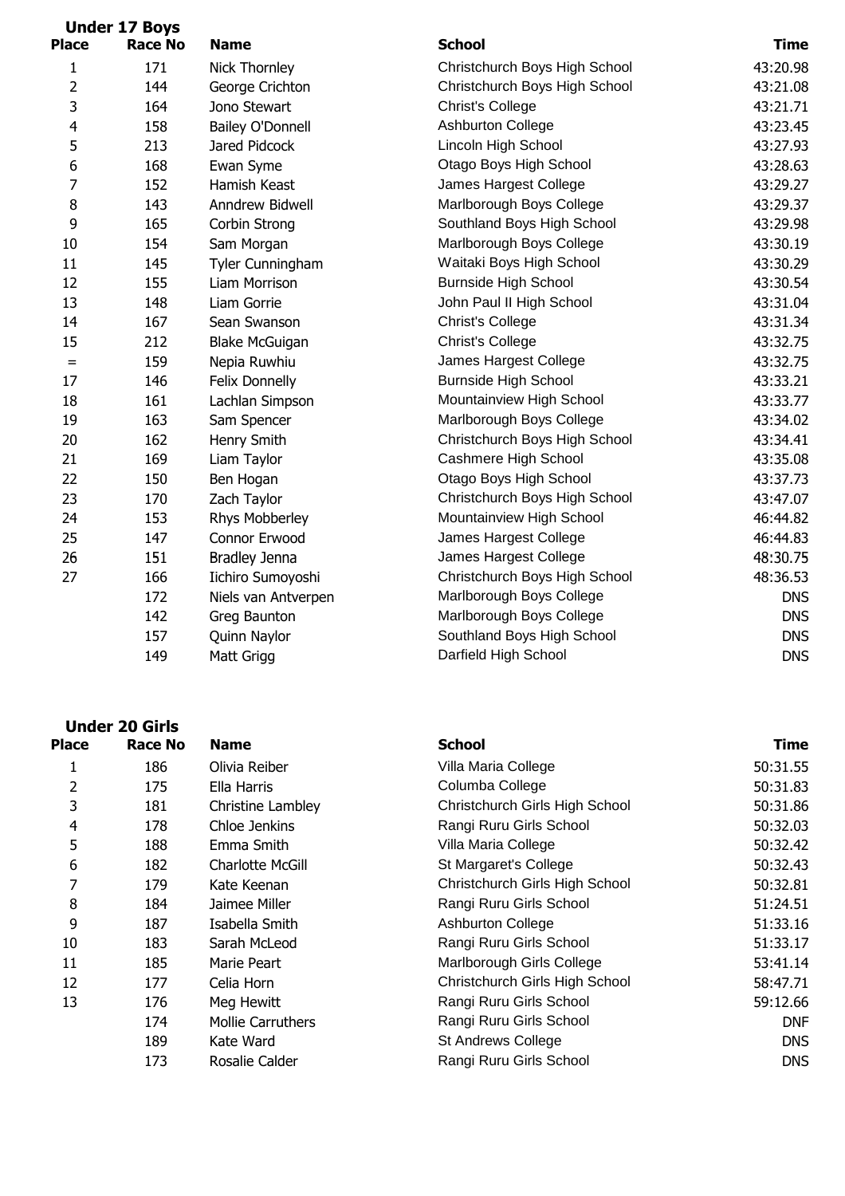### Under 17 Boys

| Place | Race No | Name | School | Time |
|---|---|---|---|---|
| 1 | 171 | Nick Thornley | Christchurch Boys High School | 43:20.98 |
| 2 | 144 | George Crichton | Christchurch Boys High School | 43:21.08 |
| 3 | 164 | Jono Stewart | Christ's College | 43:21.71 |
| 4 | 158 | Bailey O'Donnell | Ashburton College | 43:23.45 |
| 5 | 213 | Jared Pidcock | Lincoln High School | 43:27.93 |
| 6 | 168 | Ewan Syme | Otago Boys High School | 43:28.63 |
| 7 | 152 | Hamish Keast | James Hargest College | 43:29.27 |
| 8 | 143 | Anndrew Bidwell | Marlborough Boys College | 43:29.37 |
| 9 | 165 | Corbin Strong | Southland Boys High School | 43:29.98 |
| 10 | 154 | Sam Morgan | Marlborough Boys College | 43:30.19 |
| 11 | 145 | Tyler Cunningham | Waitaki Boys High School | 43:30.29 |
| 12 | 155 | Liam Morrison | Burnside High School | 43:30.54 |
| 13 | 148 | Liam Gorrie | John Paul II High School | 43:31.04 |
| 14 | 167 | Sean Swanson | Christ's College | 43:31.34 |
| 15 | 212 | Blake McGuigan | Christ's College | 43:32.75 |
| = | 159 | Nepia Ruwhiu | James Hargest College | 43:32.75 |
| 17 | 146 | Felix Donnelly | Burnside High School | 43:33.21 |
| 18 | 161 | Lachlan Simpson | Mountainview High School | 43:33.77 |
| 19 | 163 | Sam Spencer | Marlborough Boys College | 43:34.02 |
| 20 | 162 | Henry Smith | Christchurch Boys High School | 43:34.41 |
| 21 | 169 | Liam Taylor | Cashmere High School | 43:35.08 |
| 22 | 150 | Ben Hogan | Otago Boys High School | 43:37.73 |
| 23 | 170 | Zach Taylor | Christchurch Boys High School | 43:47.07 |
| 24 | 153 | Rhys Mobberley | Mountainview High School | 46:44.82 |
| 25 | 147 | Connor Erwood | James Hargest College | 46:44.83 |
| 26 | 151 | Bradley Jenna | James Hargest College | 48:30.75 |
| 27 | 166 | Iichiro Sumoyoshi | Christchurch Boys High School | 48:36.53 |
| | 172 | Niels van Antverpen | Marlborough Boys College | DNS |
| | 142 | Greg Baunton | Marlborough Boys College | DNS |
| | 157 | Quinn Naylor | Southland Boys High School | DNS |
| | 149 | Matt Grigg | Darfield High School | DNS |

### Under 20 Girls

| Place | Race No | Name | School | Time |
|---|---|---|---|---|
| 1 | 186 | Olivia Reiber | Villa Maria College | 50:31.55 |
| 2 | 175 | Ella Harris | Columba College | 50:31.83 |
| 3 | 181 | Christine Lambley | Christchurch Girls High School | 50:31.86 |
| 4 | 178 | Chloe Jenkins | Rangi Ruru Girls School | 50:32.03 |
| 5 | 188 | Emma Smith | Villa Maria College | 50:32.42 |
| 6 | 182 | Charlotte McGill | St Margaret's College | 50:32.43 |
| 7 | 179 | Kate Keenan | Christchurch Girls High School | 50:32.81 |
| 8 | 184 | Jaimee Miller | Rangi Ruru Girls School | 51:24.51 |
| 9 | 187 | Isabella Smith | Ashburton College | 51:33.16 |
| 10 | 183 | Sarah McLeod | Rangi Ruru Girls School | 51:33.17 |
| 11 | 185 | Marie Peart | Marlborough Girls College | 53:41.14 |
| 12 | 177 | Celia Horn | Christchurch Girls High School | 58:47.71 |
| 13 | 176 | Meg Hewitt | Rangi Ruru Girls School | 59:12.66 |
| | 174 | Mollie Carruthers | Rangi Ruru Girls School | DNF |
| | 189 | Kate Ward | St Andrews College | DNS |
| | 173 | Rosalie Calder | Rangi Ruru Girls School | DNS |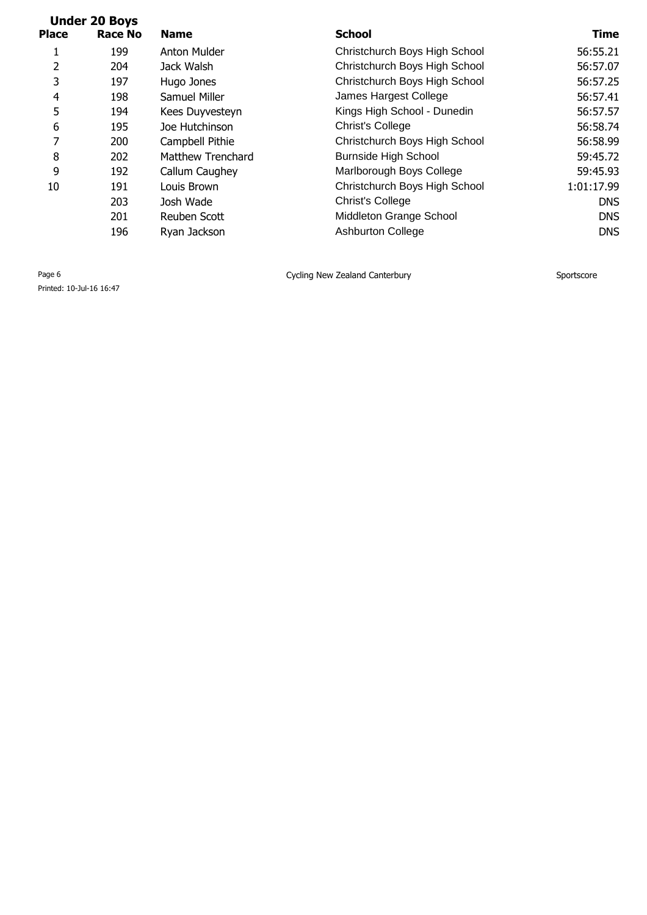## Under 20 Boys

| Place | Race No | Name | School | Time |
|---|---|---|---|---|
| 1 | 199 | Anton Mulder | Christchurch Boys High School | 56:55.21 |
| 2 | 204 | Jack Walsh | Christchurch Boys High School | 56:57.07 |
| 3 | 197 | Hugo Jones | Christchurch Boys High School | 56:57.25 |
| 4 | 198 | Samuel Miller | James Hargest College | 56:57.41 |
| 5 | 194 | Kees Duyvesteyn | Kings High School - Dunedin | 56:57.57 |
| 6 | 195 | Joe Hutchinson | Christ's College | 56:58.74 |
| 7 | 200 | Campbell Pithie | Christchurch Boys High School | 56:58.99 |
| 8 | 202 | Matthew Trenchard | Burnside High School | 59:45.72 |
| 9 | 192 | Callum Caughey | Marlborough Boys College | 59:45.93 |
| 10 | 191 | Louis Brown | Christchurch Boys High School | 1:01:17.99 |
| | 203 | Josh Wade | Christ's College | DNS |
| | 201 | Reuben Scott | Middleton Grange School | DNS |
| | 196 | Ryan Jackson | Ashburton College | DNS |

Printed: 10-Jul-16 16:47